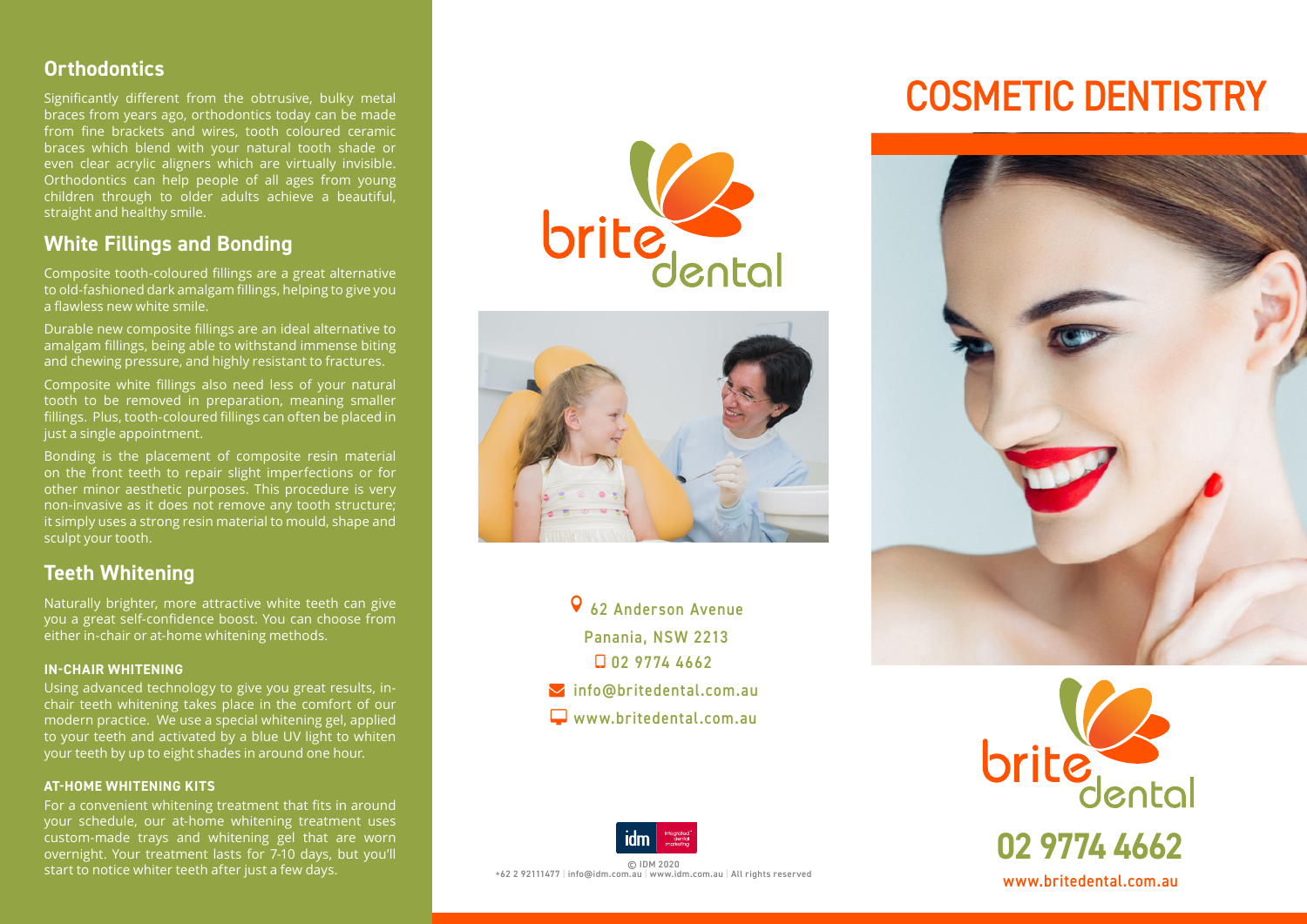## Orthodontics

Significantly different from the obtrusive, bulky metal braces from years ago, orthodontics today can be made from fine brackets and wires, tooth coloured ceramic braces which blend with your natural tooth shade or even clear acrylic aligners which are virtually invisible. Orthodontics can help people of all ages from young children through to older adults achieve a beautiful, straight and healthy smile.

## White Fillings and Bonding

Composite tooth-coloured fillings are a great alternative to old-fashioned dark amalgam fillings, helping to give you a flawless new white smile.

Durable new composite fillings are an ideal alternative to amalgam fillings, being able to withstand immense biting and chewing pressure, and highly resistant to fractures.

Composite white fillings also need less of your natural tooth to be removed in preparation, meaning smaller fillings. Plus, tooth-coloured fillings can often be placed in just a single appointment.

Bonding is the placement of composite resin material on the front teeth to repair slight imperfections or for other minor aesthetic purposes. This procedure is very non-invasive as it does not remove any tooth structure; it simply uses a strong resin material to mould, shape and sculpt your tooth.

## Teeth Whitening

Naturally brighter, more attractive white teeth can give you a great self-confidence boost. You can choose from either in-chair or at-home whitening methods.

**IN-CHAIR WHITENING**

Using advanced technology to give you great results, in-chair teeth whitening takes place in the comfort of our modern practice. We use a special whitening gel, applied to your teeth and activated by a blue UV light to whiten your teeth by up to eight shades in around one hour.

**AT-HOME WHITENING KITS**

For a convenient whitening treatment that fits in around your schedule, our at-home whitening treatment uses custom-made trays and whitening gel that are worn overnight. Your treatment lasts for 7-10 days, but you'll start to notice whiter teeth after just a few days.

brite dental

62 Anderson Avenue
Panania, NSW 2213
02 9774 4662
info@britedental.com.au
www.britedental.com.au

idm integrated dental marketing
© IDM 2020
+62 2 92111477 | info@idm.com.au | www.idm.com.au | All rights reserved

# COSMETIC DENTISTRY

brite dental

**02 9774 4662**

www.britedental.com.au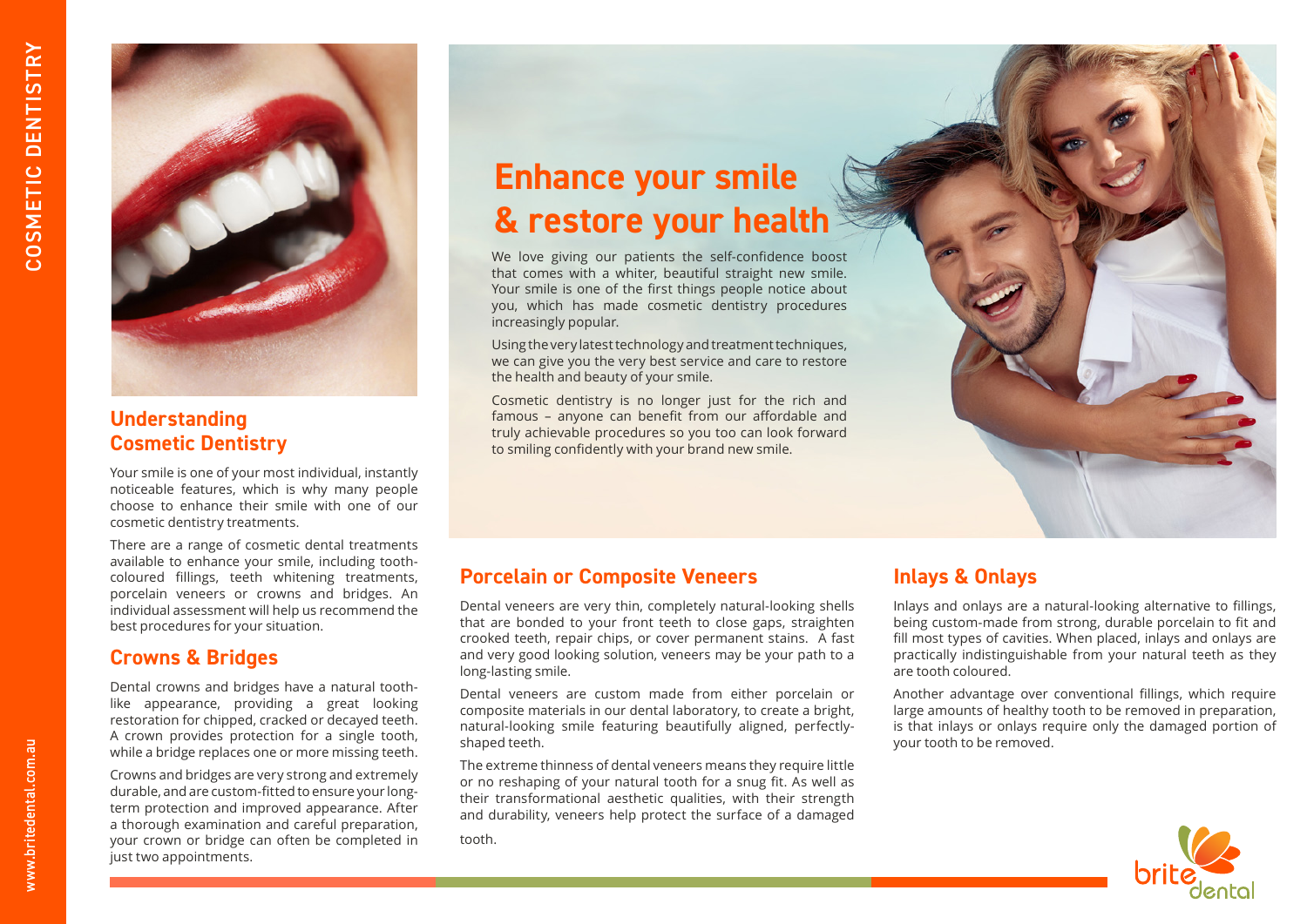# Enhance your smile & restore your health

We love giving our patients the self-confidence boost that comes with a whiter, beautiful straight new smile. Your smile is one of the first things people notice about you, which has made cosmetic dentistry procedures increasingly popular.

Using the very latest technology and treatment techniques, we can give you the very best service and care to restore the health and beauty of your smile.

Cosmetic dentistry is no longer just for the rich and famous – anyone can benefit from our affordable and truly achievable procedures so you too can look forward to smiling confidently with your brand new smile.

## Understanding Cosmetic Dentistry

Your smile is one of your most individual, instantly noticeable features, which is why many people choose to enhance their smile with one of our cosmetic dentistry treatments.

There are a range of cosmetic dental treatments available to enhance your smile, including tooth-coloured fillings, teeth whitening treatments, porcelain veneers or crowns and bridges. An individual assessment will help us recommend the best procedures for your situation.

## Crowns & Bridges

Dental crowns and bridges have a natural tooth-like appearance, providing a great looking restoration for chipped, cracked or decayed teeth. A crown provides protection for a single tooth, while a bridge replaces one or more missing teeth.

Crowns and bridges are very strong and extremely durable, and are custom-fitted to ensure your long-term protection and improved appearance. After a thorough examination and careful preparation, your crown or bridge can often be completed in just two appointments.

## Porcelain or Composite Veneers

Dental veneers are very thin, completely natural-looking shells that are bonded to your front teeth to close gaps, straighten crooked teeth, repair chips, or cover permanent stains. A fast and very good looking solution, veneers may be your path to a long-lasting smile.

Dental veneers are custom made from either porcelain or composite materials in our dental laboratory, to create a bright, natural-looking smile featuring beautifully aligned, perfectly-shaped teeth.

The extreme thinness of dental veneers means they require little or no reshaping of your natural tooth for a snug fit. As well as their transformational aesthetic qualities, with their strength and durability, veneers help protect the surface of a damaged tooth.

## Inlays & Onlays

Inlays and onlays are a natural-looking alternative to fillings, being custom-made from strong, durable porcelain to fit and fill most types of cavities. When placed, inlays and onlays are practically indistinguishable from your natural teeth as they are tooth coloured.

Another advantage over conventional fillings, which require large amounts of healthy tooth to be removed in preparation, is that inlays or onlays require only the damaged portion of your tooth to be removed.

brite dental